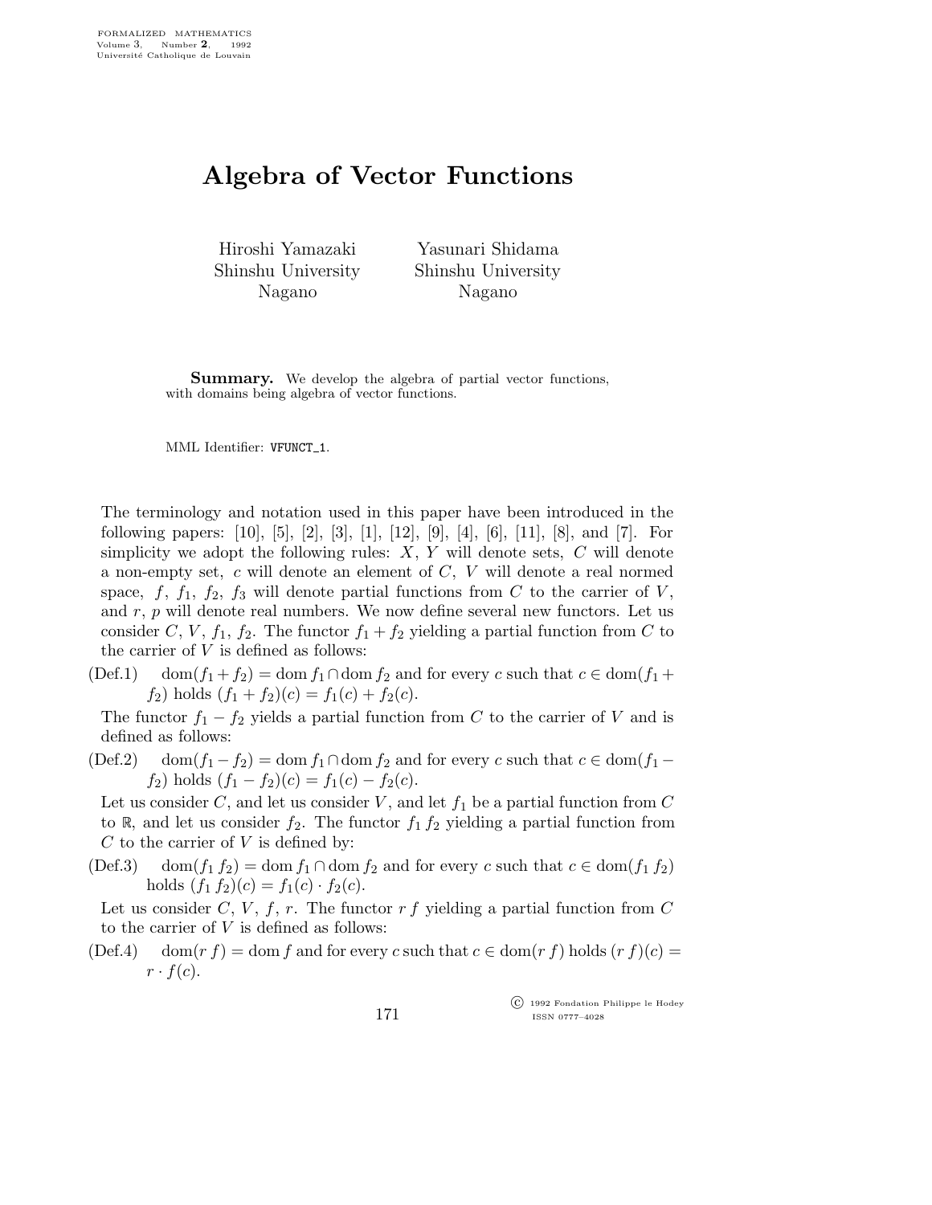# Algebra of Vector Functions

Hiroshi Yamazaki
Shinshu University
Nagano

Yasunari Shidama
Shinshu University
Nagano

**Summary.** We develop the algebra of partial vector functions, with domains being algebra of vector functions.

MML Identifier: VFUNCT_1.

The terminology and notation used in this paper have been introduced in the following papers: [10], [5], [2], [3], [1], [12], [9], [4], [6], [11], [8], and [7]. For simplicity we adopt the following rules: $X$, $Y$ will denote sets, $C$ will denote a non-empty set, $c$ will denote an element of $C$, $V$ will denote a real normed space, $f$, $f_1$, $f_2$, $f_3$ will denote partial functions from $C$ to the carrier of $V$, and $r$, $p$ will denote real numbers. We now define several new functors. Let us consider $C$, $V$, $f_1$, $f_2$. The functor $f_1 + f_2$ yielding a partial function from $C$ to the carrier of $V$ is defined as follows:

(Def.1) $\operatorname{dom}(f_1 + f_2) = \operatorname{dom} f_1 \cap \operatorname{dom} f_2$ and for every $c$ such that $c \in \operatorname{dom}(f_1 + f_2)$ holds $(f_1 + f_2)(c) = f_1(c) + f_2(c)$.

The functor $f_1 - f_2$ yields a partial function from $C$ to the carrier of $V$ and is defined as follows:

(Def.2) $\operatorname{dom}(f_1 - f_2) = \operatorname{dom} f_1 \cap \operatorname{dom} f_2$ and for every $c$ such that $c \in \operatorname{dom}(f_1 - f_2)$ holds $(f_1 - f_2)(c) = f_1(c) - f_2(c)$.

Let us consider $C$, and let us consider $V$, and let $f_1$ be a partial function from $C$ to $\mathbb{R}$, and let us consider $f_2$. The functor $f_1\, f_2$ yielding a partial function from $C$ to the carrier of $V$ is defined by:

(Def.3) $\operatorname{dom}(f_1\, f_2) = \operatorname{dom} f_1 \cap \operatorname{dom} f_2$ and for every $c$ such that $c \in \operatorname{dom}(f_1\, f_2)$ holds $(f_1\, f_2)(c) = f_1(c) \cdot f_2(c)$.

Let us consider $C$, $V$, $f$, $r$. The functor $r\, f$ yielding a partial function from $C$ to the carrier of $V$ is defined as follows:

(Def.4) $\operatorname{dom}(r\, f) = \operatorname{dom} f$ and for every $c$ such that $c \in \operatorname{dom}(r\, f)$ holds $(r\, f)(c) = r \cdot f(c)$.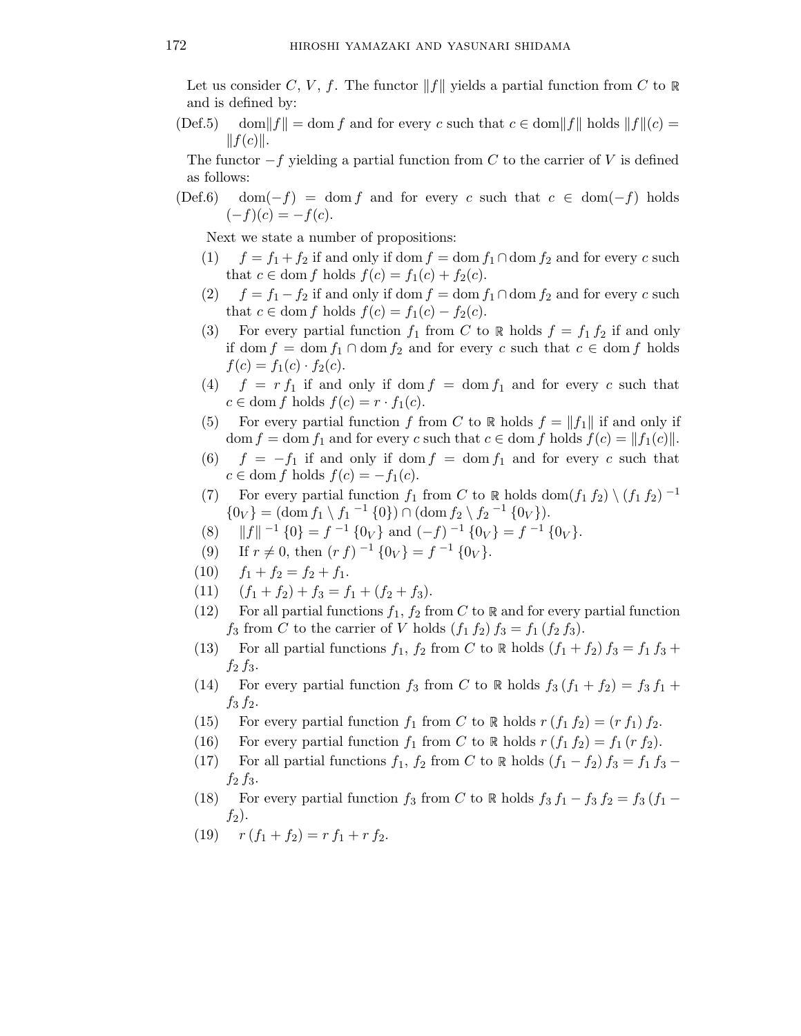Let us consider $C$, $V$, $f$. The functor $\|f\|$ yields a partial function from $C$ to $\mathbb{R}$ and is defined by:

(Def.5) $\mathrm{dom}\|f\| = \mathrm{dom}\, f$ and for every $c$ such that $c \in \mathrm{dom}\|f\|$ holds $\|f\|(c) = \|f(c)\|$.

The functor $-f$ yielding a partial function from $C$ to the carrier of $V$ is defined as follows:

(Def.6) $\mathrm{dom}(-f) = \mathrm{dom}\, f$ and for every $c$ such that $c \in \mathrm{dom}(-f)$ holds $(-f)(c) = -f(c)$.

Next we state a number of propositions:

(1) $f = f_1 + f_2$ if and only if $\mathrm{dom}\, f = \mathrm{dom}\, f_1 \cap \mathrm{dom}\, f_2$ and for every $c$ such that $c \in \mathrm{dom}\, f$ holds $f(c) = f_1(c) + f_2(c)$.

(2) $f = f_1 - f_2$ if and only if $\mathrm{dom}\, f = \mathrm{dom}\, f_1 \cap \mathrm{dom}\, f_2$ and for every $c$ such that $c \in \mathrm{dom}\, f$ holds $f(c) = f_1(c) - f_2(c)$.

(3) For every partial function $f_1$ from $C$ to $\mathbb{R}$ holds $f = f_1\, f_2$ if and only if $\mathrm{dom}\, f = \mathrm{dom}\, f_1 \cap \mathrm{dom}\, f_2$ and for every $c$ such that $c \in \mathrm{dom}\, f$ holds $f(c) = f_1(c) \cdot f_2(c)$.

(4) $f = r\, f_1$ if and only if $\mathrm{dom}\, f = \mathrm{dom}\, f_1$ and for every $c$ such that $c \in \mathrm{dom}\, f$ holds $f(c) = r \cdot f_1(c)$.

(5) For every partial function $f$ from $C$ to $\mathbb{R}$ holds $f = \|f_1\|$ if and only if $\mathrm{dom}\, f = \mathrm{dom}\, f_1$ and for every $c$ such that $c \in \mathrm{dom}\, f$ holds $f(c) = \|f_1(c)\|$.

(6) $f = -f_1$ if and only if $\mathrm{dom}\, f = \mathrm{dom}\, f_1$ and for every $c$ such that $c \in \mathrm{dom}\, f$ holds $f(c) = -f_1(c)$.

(7) For every partial function $f_1$ from $C$ to $\mathbb{R}$ holds $\mathrm{dom}(f_1\, f_2) \setminus (f_1\, f_2)^{-1}\, \{0_V\} = (\mathrm{dom}\, f_1 \setminus f_1{}^{-1}\, \{0\}) \cap (\mathrm{dom}\, f_2 \setminus f_2{}^{-1}\, \{0_V\})$.

(8) $\|f\|^{-1}\, \{0\} = f^{-1}\, \{0_V\}$ and $(-f)^{-1}\, \{0_V\} = f^{-1}\, \{0_V\}$.

(9) If $r \neq 0$, then $(r\, f)^{-1}\, \{0_V\} = f^{-1}\, \{0_V\}$.

(10) $f_1 + f_2 = f_2 + f_1$.

(11) $(f_1 + f_2) + f_3 = f_1 + (f_2 + f_3)$.

(12) For all partial functions $f_1$, $f_2$ from $C$ to $\mathbb{R}$ and for every partial function $f_3$ from $C$ to the carrier of $V$ holds $(f_1\, f_2)\, f_3 = f_1\, (f_2\, f_3)$.

(13) For all partial functions $f_1$, $f_2$ from $C$ to $\mathbb{R}$ holds $(f_1 + f_2)\, f_3 = f_1\, f_3 + f_2\, f_3$.

(14) For every partial function $f_3$ from $C$ to $\mathbb{R}$ holds $f_3\, (f_1 + f_2) = f_3\, f_1 + f_3\, f_2$.

(15) For every partial function $f_1$ from $C$ to $\mathbb{R}$ holds $r\, (f_1\, f_2) = (r\, f_1)\, f_2$.

(16) For every partial function $f_1$ from $C$ to $\mathbb{R}$ holds $r\, (f_1\, f_2) = f_1\, (r\, f_2)$.

(17) For all partial functions $f_1$, $f_2$ from $C$ to $\mathbb{R}$ holds $(f_1 - f_2)\, f_3 = f_1\, f_3 - f_2\, f_3$.

(18) For every partial function $f_3$ from $C$ to $\mathbb{R}$ holds $f_3\, f_1 - f_3\, f_2 = f_3\, (f_1 - f_2)$.

(19) $r\, (f_1 + f_2) = r\, f_1 + r\, f_2$.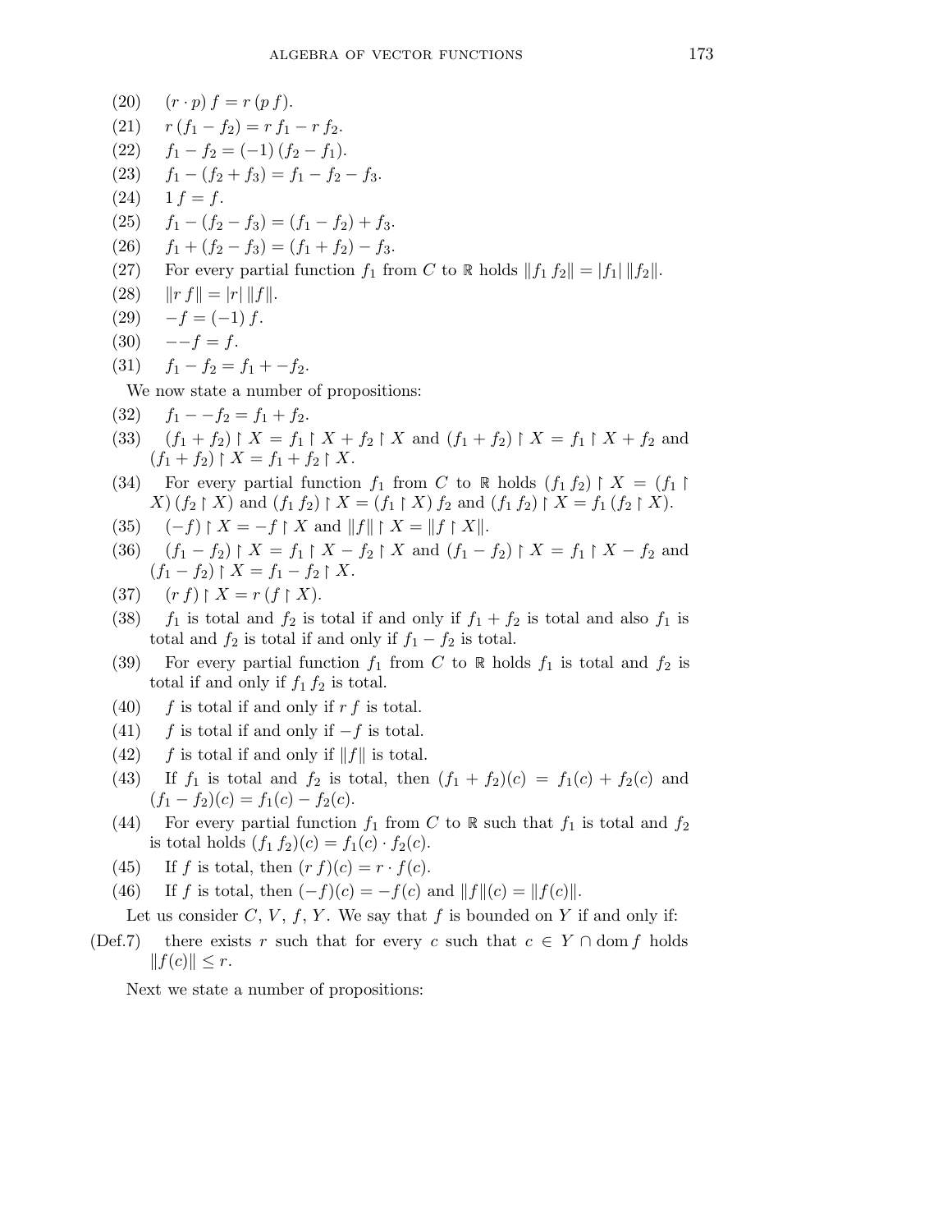(20) $(r \cdot p) f = r (p f)$.

(21) $r (f_1 - f_2) = r f_1 - r f_2$.

(22) $f_1 - f_2 = (-1) (f_2 - f_1)$.

(23) $f_1 - (f_2 + f_3) = f_1 - f_2 - f_3$.

(24) $1 f = f$.

(25) $f_1 - (f_2 - f_3) = (f_1 - f_2) + f_3$.

(26) $f_1 + (f_2 - f_3) = (f_1 + f_2) - f_3$.

(27) For every partial function $f_1$ from $C$ to $\mathbb{R}$ holds $\|f_1 f_2\| = |f_1| \|f_2\|$.

(28) $\|r f\| = |r| \|f\|$.

(29) $-f = (-1) f$.

(30) $--f = f$.

(31) $f_1 - f_2 = f_1 + -f_2$.

We now state a number of propositions:

(32) $f_1 - -f_2 = f_1 + f_2$.

(33) $(f_1 + f_2) \restriction X = f_1 \restriction X + f_2 \restriction X$ and $(f_1 + f_2) \restriction X = f_1 \restriction X + f_2$ and $(f_1 + f_2) \restriction X = f_1 + f_2 \restriction X$.

(34) For every partial function $f_1$ from $C$ to $\mathbb{R}$ holds $(f_1 f_2) \restriction X = (f_1 \restriction X) (f_2 \restriction X)$ and $(f_1 f_2) \restriction X = (f_1 \restriction X) f_2$ and $(f_1 f_2) \restriction X = f_1 (f_2 \restriction X)$.

(35) $(-f) \restriction X = -f \restriction X$ and $\|f\| \restriction X = \|f \restriction X\|$.

(36) $(f_1 - f_2) \restriction X = f_1 \restriction X - f_2 \restriction X$ and $(f_1 - f_2) \restriction X = f_1 \restriction X - f_2$ and $(f_1 - f_2) \restriction X = f_1 - f_2 \restriction X$.

(37) $(r f) \restriction X = r (f \restriction X)$.

(38) $f_1$ is total and $f_2$ is total if and only if $f_1 + f_2$ is total and also $f_1$ is total and $f_2$ is total if and only if $f_1 - f_2$ is total.

(39) For every partial function $f_1$ from $C$ to $\mathbb{R}$ holds $f_1$ is total and $f_2$ is total if and only if $f_1 f_2$ is total.

(40) $f$ is total if and only if $r f$ is total.

(41) $f$ is total if and only if $-f$ is total.

(42) $f$ is total if and only if $\|f\|$ is total.

(43) If $f_1$ is total and $f_2$ is total, then $(f_1 + f_2)(c) = f_1(c) + f_2(c)$ and $(f_1 - f_2)(c) = f_1(c) - f_2(c)$.

(44) For every partial function $f_1$ from $C$ to $\mathbb{R}$ such that $f_1$ is total and $f_2$ is total holds $(f_1 f_2)(c) = f_1(c) \cdot f_2(c)$.

(45) If $f$ is total, then $(r f)(c) = r \cdot f(c)$.

(46) If $f$ is total, then $(-f)(c) = -f(c)$ and $\|f\|(c) = \|f(c)\|$.

Let us consider $C$, $V$, $f$, $Y$. We say that $f$ is bounded on $Y$ if and only if:

(Def.7) there exists $r$ such that for every $c$ such that $c \in Y \cap \operatorname{dom} f$ holds $\|f(c)\| \leq r$.

Next we state a number of propositions: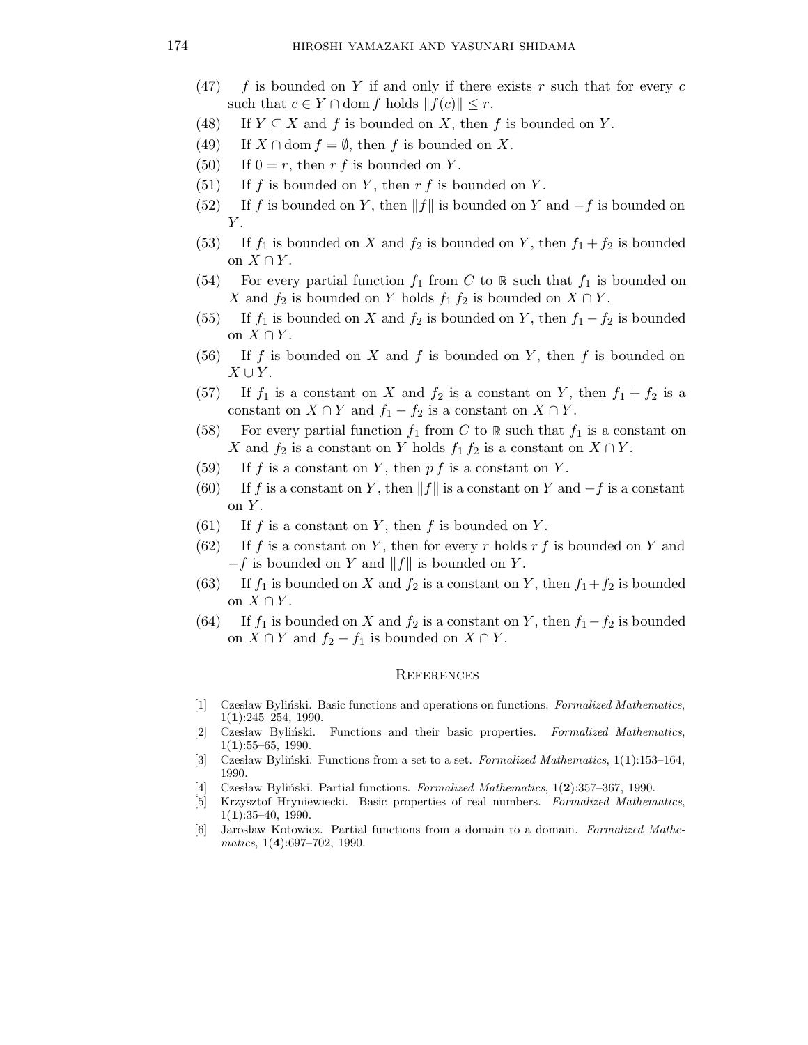(47) $f$ is bounded on $Y$ if and only if there exists $r$ such that for every $c$ such that $c \in Y \cap \operatorname{dom} f$ holds $\|f(c)\| \leq r$.

(48) If $Y \subseteq X$ and $f$ is bounded on $X$, then $f$ is bounded on $Y$.

(49) If $X \cap \operatorname{dom} f = \emptyset$, then $f$ is bounded on $X$.

(50) If $0 = r$, then $r\,f$ is bounded on $Y$.

(51) If $f$ is bounded on $Y$, then $r\,f$ is bounded on $Y$.

(52) If $f$ is bounded on $Y$, then $\|f\|$ is bounded on $Y$ and $-f$ is bounded on $Y$.

(53) If $f_1$ is bounded on $X$ and $f_2$ is bounded on $Y$, then $f_1 + f_2$ is bounded on $X \cap Y$.

(54) For every partial function $f_1$ from $C$ to $\mathbb{R}$ such that $f_1$ is bounded on $X$ and $f_2$ is bounded on $Y$ holds $f_1\,f_2$ is bounded on $X \cap Y$.

(55) If $f_1$ is bounded on $X$ and $f_2$ is bounded on $Y$, then $f_1 - f_2$ is bounded on $X \cap Y$.

(56) If $f$ is bounded on $X$ and $f$ is bounded on $Y$, then $f$ is bounded on $X \cup Y$.

(57) If $f_1$ is a constant on $X$ and $f_2$ is a constant on $Y$, then $f_1 + f_2$ is a constant on $X \cap Y$ and $f_1 - f_2$ is a constant on $X \cap Y$.

(58) For every partial function $f_1$ from $C$ to $\mathbb{R}$ such that $f_1$ is a constant on $X$ and $f_2$ is a constant on $Y$ holds $f_1\,f_2$ is a constant on $X \cap Y$.

(59) If $f$ is a constant on $Y$, then $p\,f$ is a constant on $Y$.

(60) If $f$ is a constant on $Y$, then $\|f\|$ is a constant on $Y$ and $-f$ is a constant on $Y$.

(61) If $f$ is a constant on $Y$, then $f$ is bounded on $Y$.

(62) If $f$ is a constant on $Y$, then for every $r$ holds $r\,f$ is bounded on $Y$ and $-f$ is bounded on $Y$ and $\|f\|$ is bounded on $Y$.

(63) If $f_1$ is bounded on $X$ and $f_2$ is a constant on $Y$, then $f_1 + f_2$ is bounded on $X \cap Y$.

(64) If $f_1$ is bounded on $X$ and $f_2$ is a constant on $Y$, then $f_1 - f_2$ is bounded on $X \cap Y$ and $f_2 - f_1$ is bounded on $X \cap Y$.

## References

[1] Czesław Byliński. Basic functions and operations on functions. *Formalized Mathematics*, 1(**1**):245–254, 1990.

[2] Czesław Byliński. Functions and their basic properties. *Formalized Mathematics*, 1(**1**):55–65, 1990.

[3] Czesław Byliński. Functions from a set to a set. *Formalized Mathematics*, 1(**1**):153–164, 1990.

[4] Czesław Byliński. Partial functions. *Formalized Mathematics*, 1(**2**):357–367, 1990.

[5] Krzysztof Hryniewiecki. Basic properties of real numbers. *Formalized Mathematics*, 1(**1**):35–40, 1990.

[6] Jarosław Kotowicz. Partial functions from a domain to a domain. *Formalized Mathematics*, 1(**4**):697–702, 1990.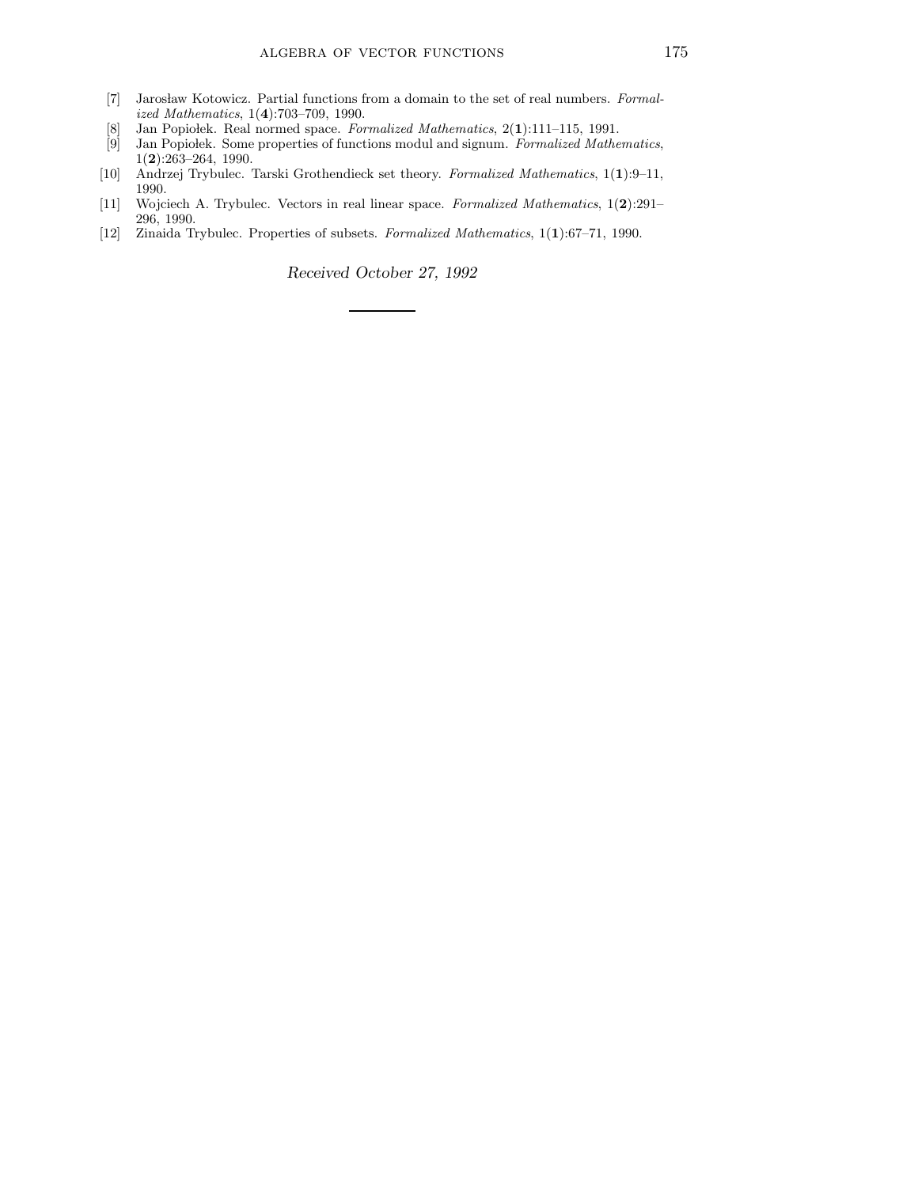[7] Jarosław Kotowicz. Partial functions from a domain to the set of real numbers. *Formalized Mathematics*, 1(**4**):703–709, 1990.

[8] Jan Popiołek. Real normed space. *Formalized Mathematics*, 2(**1**):111–115, 1991.

[9] Jan Popiołek. Some properties of functions modul and signum. *Formalized Mathematics*, 1(**2**):263–264, 1990.

[10] Andrzej Trybulec. Tarski Grothendieck set theory. *Formalized Mathematics*, 1(**1**):9–11, 1990.

[11] Wojciech A. Trybulec. Vectors in real linear space. *Formalized Mathematics*, 1(**2**):291–296, 1990.

[12] Zinaida Trybulec. Properties of subsets. *Formalized Mathematics*, 1(**1**):67–71, 1990.

*Received October 27, 1992*